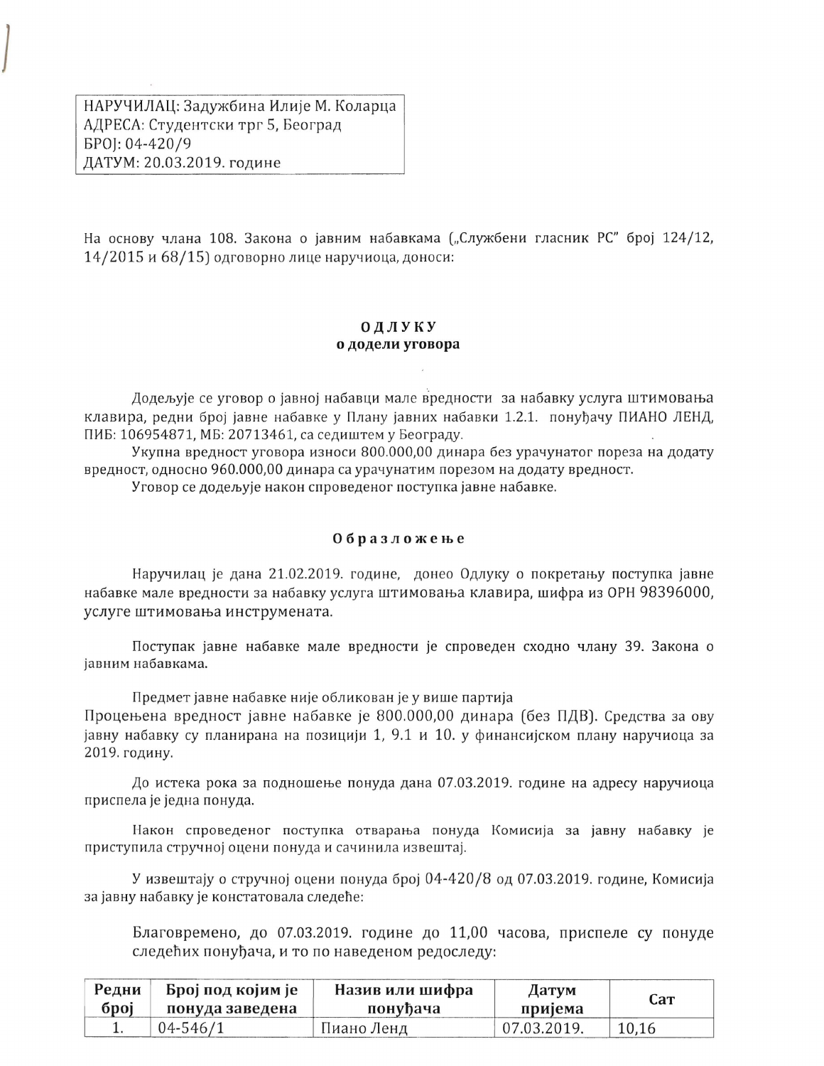НАРУЧИЛАЦ: Задужбина Илије М. Коларца
АДРЕСА: Студентски трг 5, Београд
БРОЈ: 04-420/9
ДАТУМ: 20.03.2019. године

На основу члана 108. Закона о јавним набавкама („Службени гласник РС" број 124/12, 14/2015 и 68/15) одговорно лице наручиоца, доноси:

**ОДЛУКУ**
**о додели уговора**

Додељује се уговор о јавној набавци мале вредности за набавку услуга штимовања клавира, редни број јавне набавке у Плану јавних набавки 1.2.1. понуђачу ПИАНО ЛЕНД, ПИБ: 106954871, МБ: 20713461, са седиштем у Београду.

Укупна вредност уговора износи 800.000,00 динара без урачунатог пореза на додату вредност, односно 960.000,00 динара са урачунатим порезом на додату вредност.

Уговор се додељује након спроведеног поступка јавне набавке.

**Образложење**

Наручилац је дана 21.02.2019. године, донео Одлуку о покретању поступка јавне набавке мале вредности за набавку услуга штимовања клавира, шифра из ОРН 98396000, услуге штимовања инструмената.

Поступак јавне набавке мале вредности је спроведен сходно члану 39. Закона о јавним набавкама.

Предмет јавне набавке није обликован је у више партија
Процењена вредност јавне набавке је 800.000,00 динара (без ПДВ). Средства за ову јавну набавку су планирана на позицији 1, 9.1 и 10. у финансијском плану наручиоца за 2019. годину.

До истека рока за подношење понуда дана 07.03.2019. године на адресу наручиоца приспела је једна понуда.

Након спроведеног поступка отварања понуда Комисија за јавну набавку је приступила стручној оцени понуда и сачинила извештај.

У извештају о стручној оцени понуда број 04-420/8 од 07.03.2019. године, Комисија за јавну набавку је констатовала следеће:

Благовремено, до 07.03.2019. године до 11,00 часова, приспеле су понуде следећих понуђача, и то по наведеном редоследу:

| Редни број | Број под којим је понуда заведена | Назив или шифра понуђача | Датум пријема | Сат |
|---|---|---|---|---|
| 1. | 04-546/1 | Пиано Ленд | 07.03.2019. | 10,16 |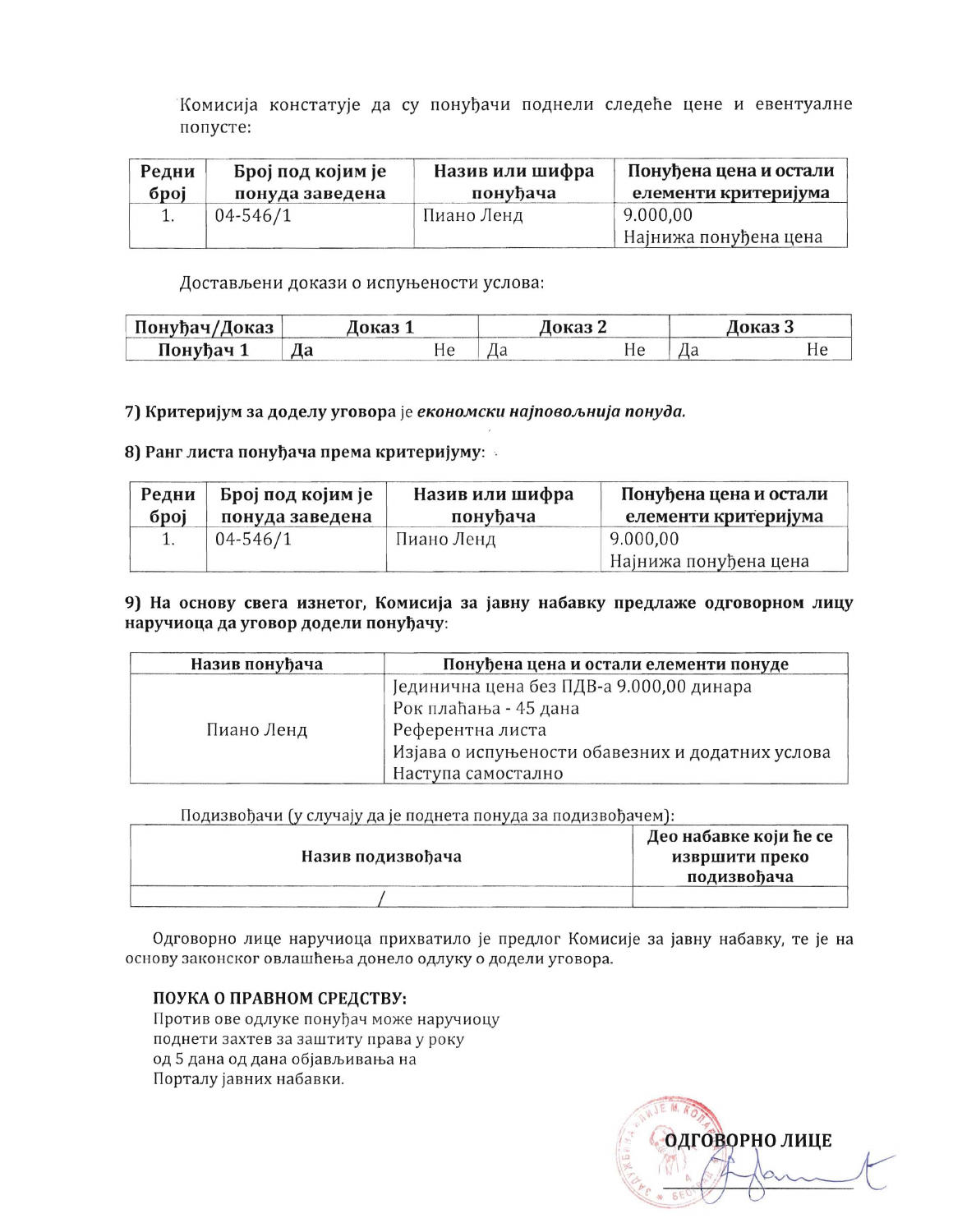Комисија констатује да су понуђачи поднели следеће цене и евентуалне попусте:

| Редни број | Број под којим је понуда заведена | Назив или шифра понуђача | Понуђена цена и остали елементи критеријума |
|---|---|---|---|
| 1. | 04-546/1 | Пиано Ленд | 9.000,00<br>Најнижа понуђена цена |

Достављени докази о испуњености услова:

| Понуђач/Доказ | Доказ 1 | | Доказ 2 | | Доказ 3 | |
|---|---|---|---|---|---|---|
| Понуђач 1 | Да | Не | Да | Не | Да | Не |

**7) Критеријум за доделу уговора** је ***економски најповољнија понуда.***

**8) Ранг листа понуђача према критеријуму:**

| Редни број | Број под којим је понуда заведена | Назив или шифра понуђача | Понуђена цена и остали елементи критеријума |
|---|---|---|---|
| 1. | 04-546/1 | Пиано Ленд | 9.000,00<br>Најнижа понуђена цена |

**9) На основу свега изнетог, Комисија за јавну набавку предлаже одговорном лицу наручиоца да уговор додели понуђачу:**

| Назив понуђача | Понуђена цена и остали елементи понуде |
|---|---|
| Пиано Ленд | Јединична цена без ПДВ-а 9.000,00 динара<br>Рок плаћања - 45 дана<br>Референтна листа<br>Изјава о испуњености обавезних и додатних услова<br>Наступа самостално |

Подизвођачи (у случају да је поднета понуда за подизвођачем):

| Назив подизвођача | Део набавке који ће се извршити преко подизвођача |
|---|---|
| / | |

Одговорно лице наручиоца прихватило је предлог Комисије за јавну набавку, те је на основу законског овлашћења донело одлуку о додели уговора.

**ПОУКА О ПРАВНОМ СРЕДСТВУ:**

Против ове одлуке понуђач може наручиоцу поднети захтев за заштиту права у року од 5 дана од дана објављивања на Порталу јавних набавки.

**ОДГОВОРНО ЛИЦЕ**